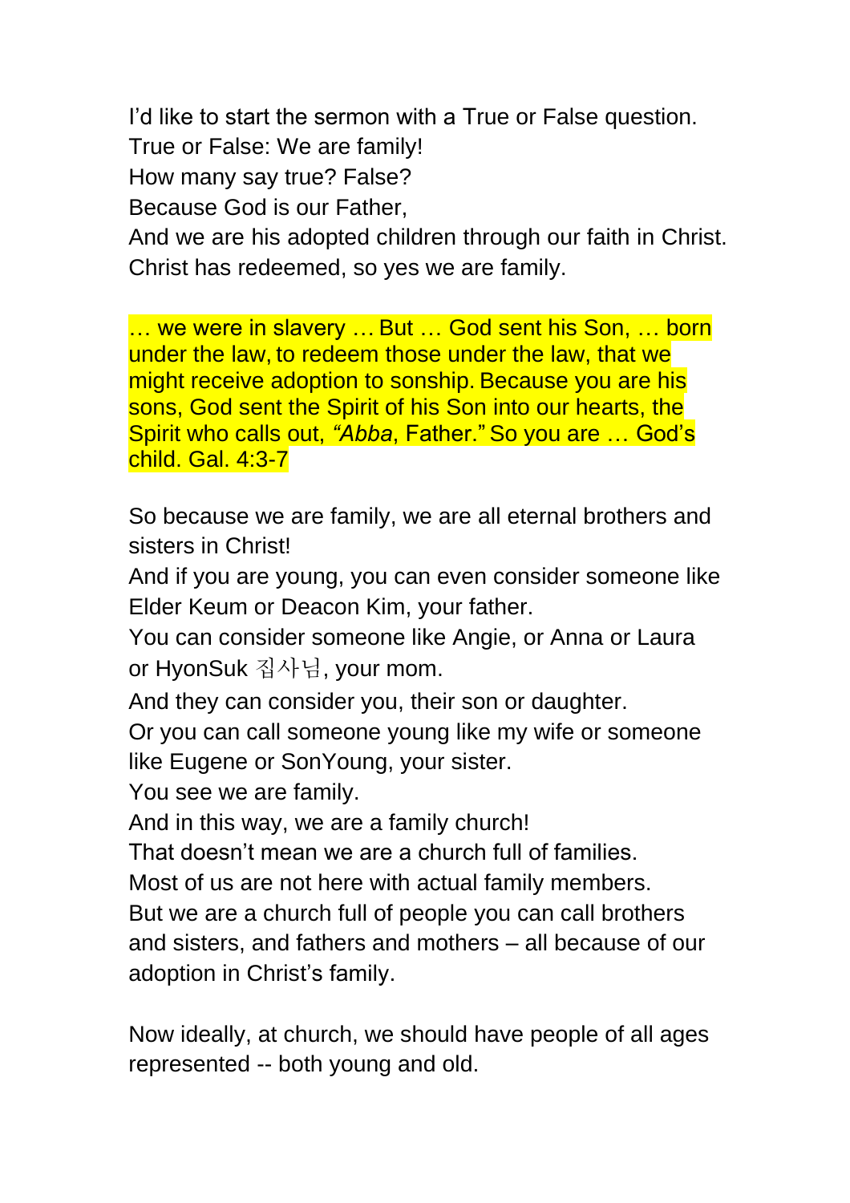I'd like to start the sermon with a True or False question.
True or False: We are family!
How many say true? False?
Because God is our Father,
And we are his adopted children through our faith in Christ.
Christ has redeemed, so yes we are family.

… we were in slavery … But … God sent his Son, … born under the law, to redeem those under the law, that we might receive adoption to sonship. Because you are his sons, God sent the Spirit of his Son into our hearts, the Spirit who calls out, *"Abba*, Father." So you are … God's child. Gal. 4:3-7

So because we are family, we are all eternal brothers and sisters in Christ!
And if you are young, you can even consider someone like Elder Keum or Deacon Kim, your father.
You can consider someone like Angie, or Anna or Laura or HyonSuk 집사님, your mom.
And they can consider you, their son or daughter.
Or you can call someone young like my wife or someone like Eugene or SonYoung, your sister.
You see we are family.
And in this way, we are a family church!
That doesn't mean we are a church full of families.
Most of us are not here with actual family members.
But we are a church full of people you can call brothers and sisters, and fathers and mothers – all because of our adoption in Christ's family.

Now ideally, at church, we should have people of all ages represented -- both young and old.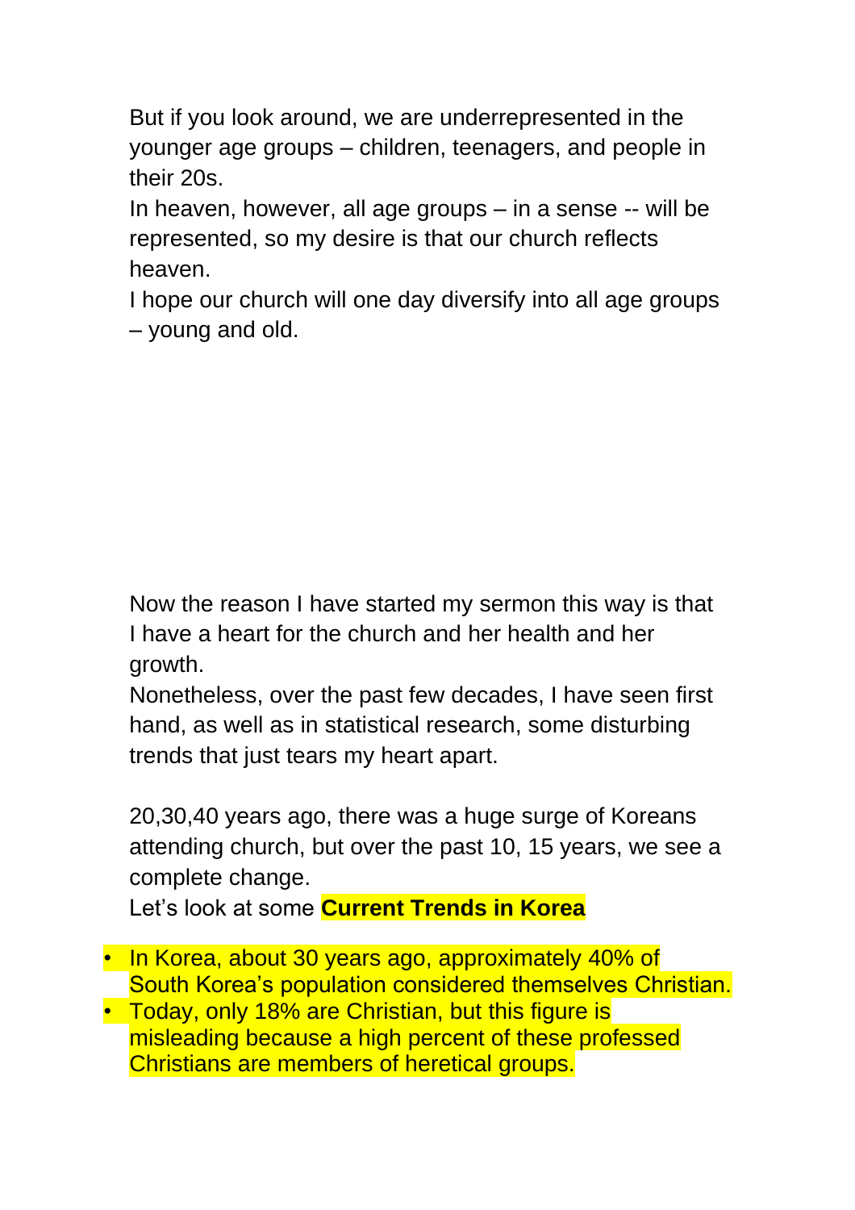But if you look around, we are underrepresented in the younger age groups – children, teenagers, and people in their 20s.

In heaven, however, all age groups – in a sense -- will be represented, so my desire is that our church reflects heaven.

I hope our church will one day diversify into all age groups – young and old.

Now the reason I have started my sermon this way is that I have a heart for the church and her health and her growth.

Nonetheless, over the past few decades, I have seen first hand, as well as in statistical research, some disturbing trends that just tears my heart apart.

20,30,40 years ago, there was a huge surge of Koreans attending church, but over the past 10, 15 years, we see a complete change.

Let's look at some **Current Trends in Korea**

- In Korea, about 30 years ago, approximately 40% of South Korea's population considered themselves Christian.
- Today, only 18% are Christian, but this figure is misleading because a high percent of these professed Christians are members of heretical groups.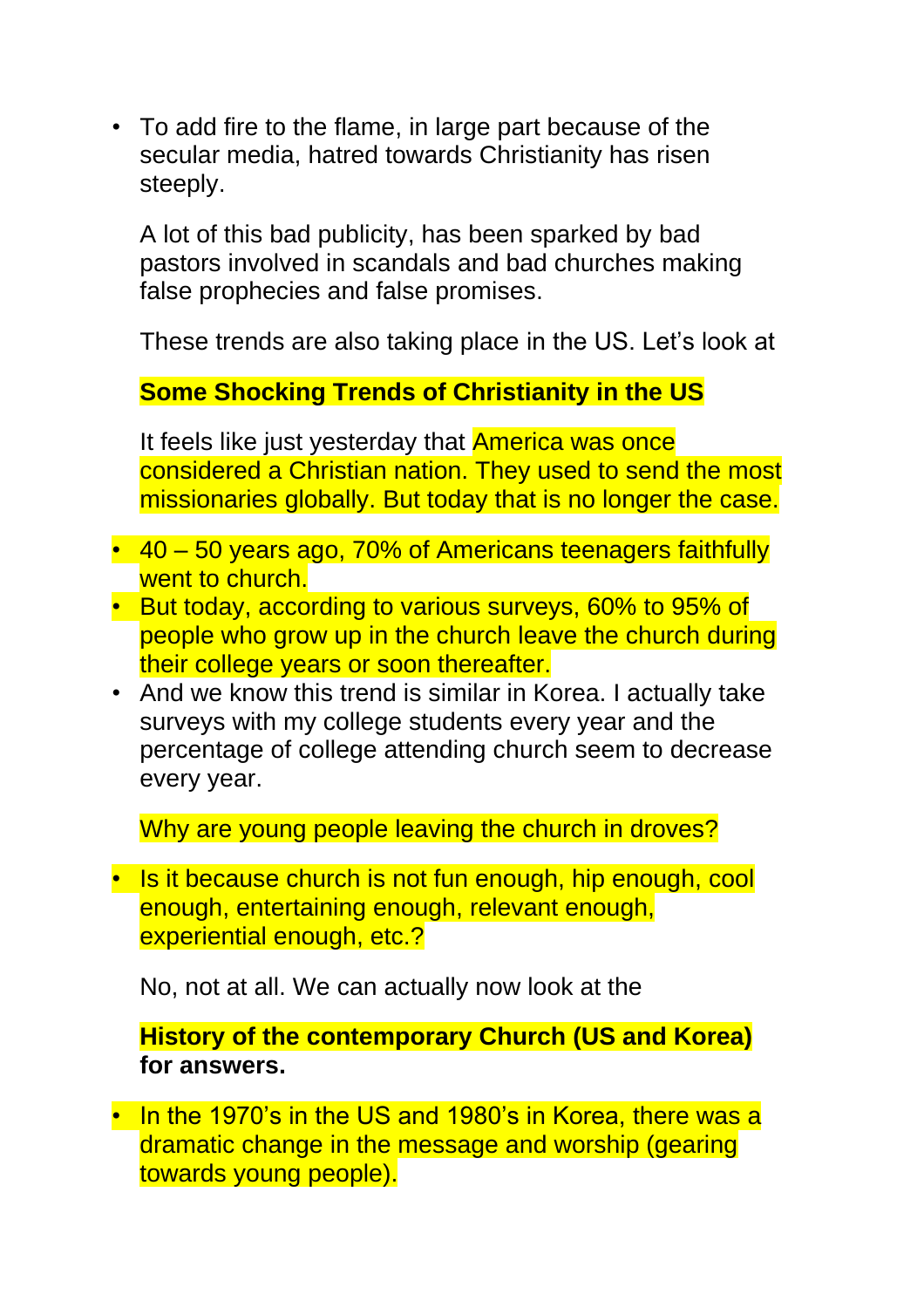- To add fire to the flame, in large part because of the secular media, hatred towards Christianity has risen steeply.

  A lot of this bad publicity, has been sparked by bad pastors involved in scandals and bad churches making false prophecies and false promises.

  These trends are also taking place in the US. Let's look at

  **Some Shocking Trends of Christianity in the US**

  It feels like just yesterday that America was once considered a Christian nation. They used to send the most missionaries globally. But today that is no longer the case.

- 40 – 50 years ago, 70% of Americans teenagers faithfully went to church.
- But today, according to various surveys, 60% to 95% of people who grow up in the church leave the church during their college years or soon thereafter.
- And we know this trend is similar in Korea. I actually take surveys with my college students every year and the percentage of college attending church seem to decrease every year.

  Why are young people leaving the church in droves?

- Is it because church is not fun enough, hip enough, cool enough, entertaining enough, relevant enough, experiential enough, etc.?

  No, not at all. We can actually now look at the

  **History of the contemporary Church (US and Korea) for answers.**

- In the 1970's in the US and 1980's in Korea, there was a dramatic change in the message and worship (gearing towards young people).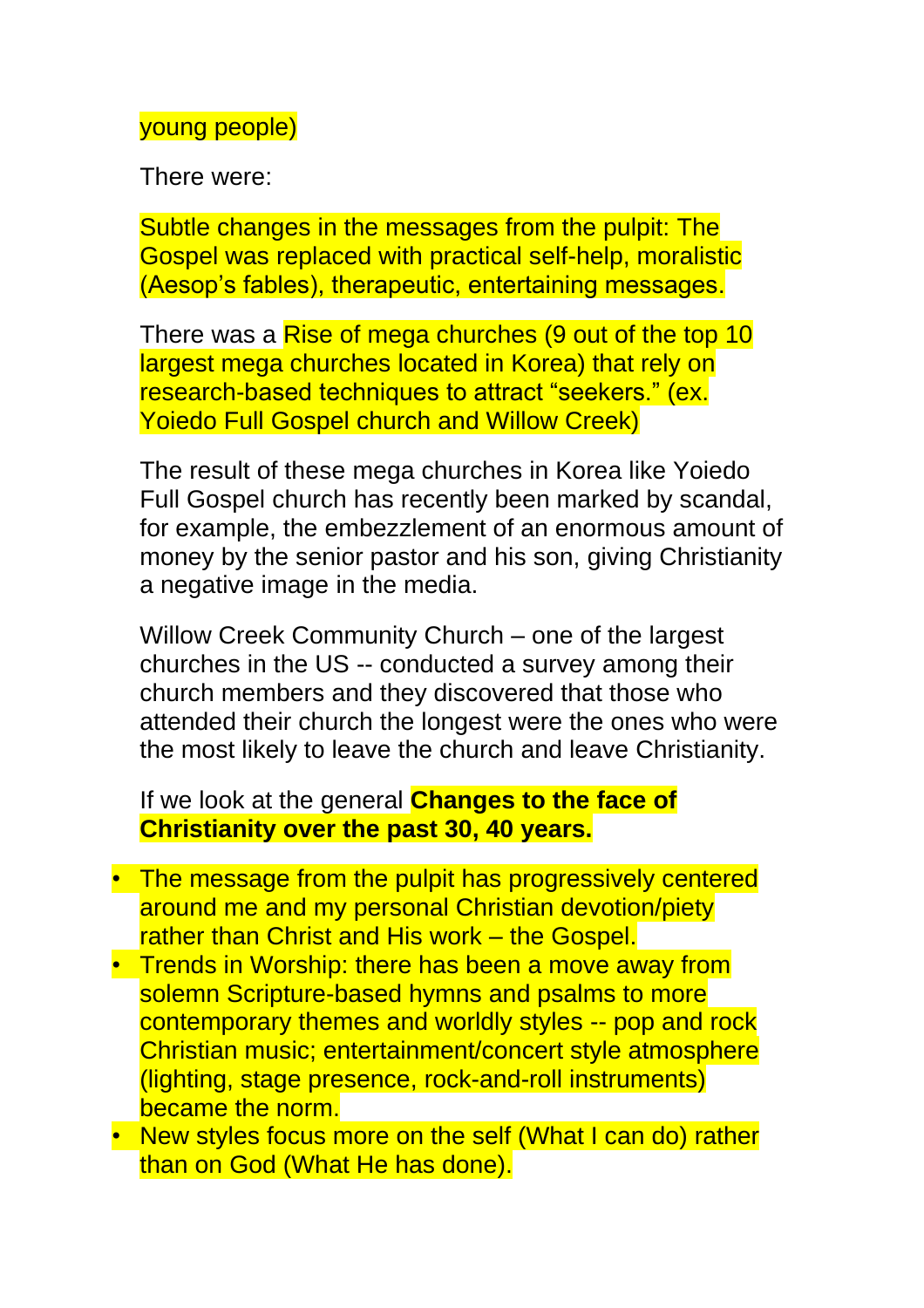young people)

There were:

Subtle changes in the messages from the pulpit: The Gospel was replaced with practical self-help, moralistic (Aesop's fables), therapeutic, entertaining messages.

There was a Rise of mega churches (9 out of the top 10 largest mega churches located in Korea) that rely on research-based techniques to attract "seekers." (ex. Yoiedo Full Gospel church and Willow Creek)

The result of these mega churches in Korea like Yoiedo Full Gospel church has recently been marked by scandal, for example, the embezzlement of an enormous amount of money by the senior pastor and his son, giving Christianity a negative image in the media.

Willow Creek Community Church – one of the largest churches in the US -- conducted a survey among their church members and they discovered that those who attended their church the longest were the ones who were the most likely to leave the church and leave Christianity.

If we look at the general **Changes to the face of Christianity over the past 30, 40 years.**

- The message from the pulpit has progressively centered around me and my personal Christian devotion/piety rather than Christ and His work – the Gospel.
- Trends in Worship: there has been a move away from solemn Scripture-based hymns and psalms to more contemporary themes and worldly styles -- pop and rock Christian music; entertainment/concert style atmosphere (lighting, stage presence, rock-and-roll instruments) became the norm.
- New styles focus more on the self (What I can do) rather than on God (What He has done).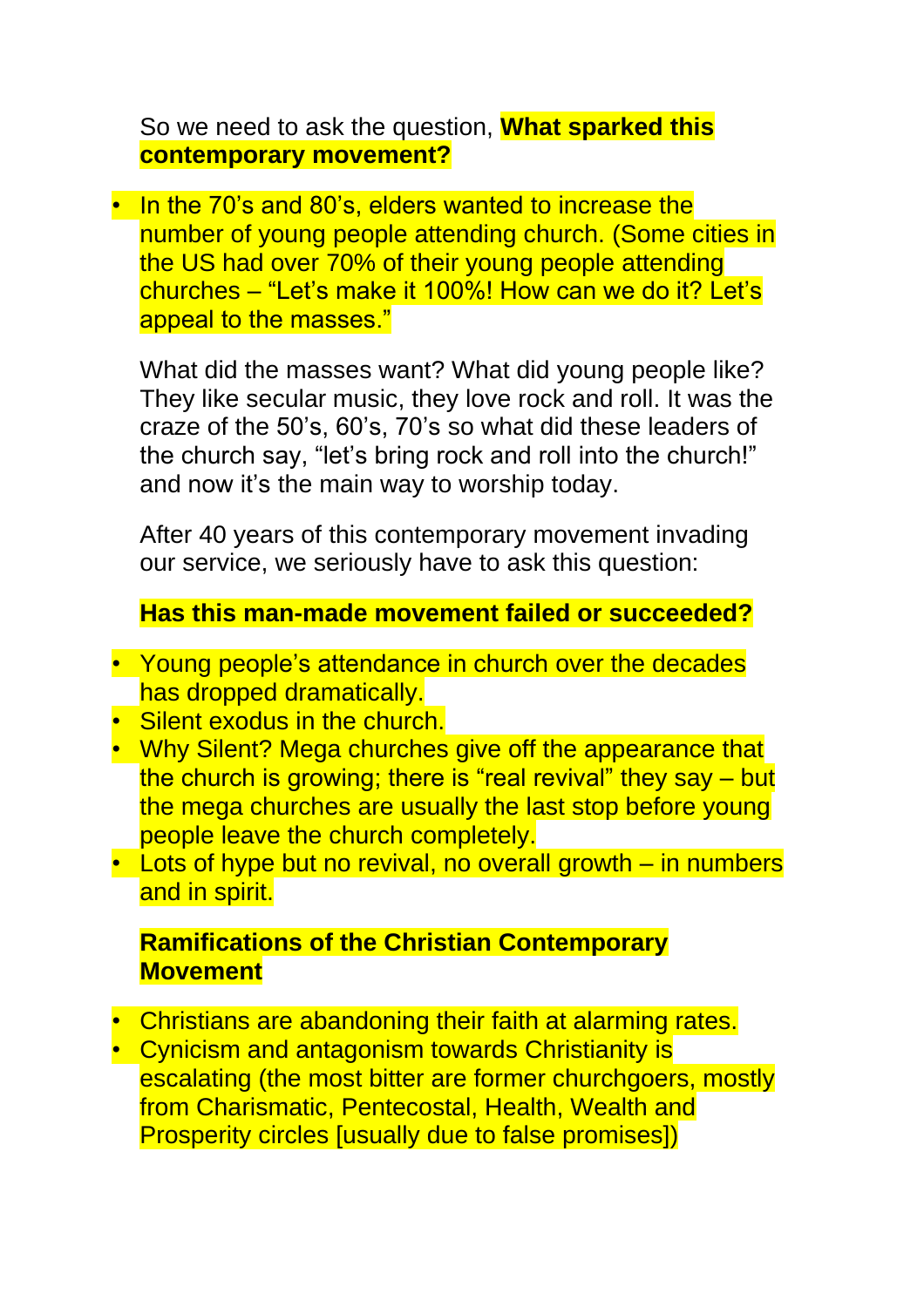So we need to ask the question, **What sparked this contemporary movement?**

- In the 70's and 80's, elders wanted to increase the number of young people attending church. (Some cities in the US had over 70% of their young people attending churches – "Let's make it 100%! How can we do it? Let's appeal to the masses."

What did the masses want? What did young people like? They like secular music, they love rock and roll. It was the craze of the 50's, 60's, 70's so what did these leaders of the church say, "let's bring rock and roll into the church!" and now it's the main way to worship today.

After 40 years of this contemporary movement invading our service, we seriously have to ask this question:

**Has this man-made movement failed or succeeded?**

- Young people's attendance in church over the decades has dropped dramatically.
- Silent exodus in the church.
- Why Silent? Mega churches give off the appearance that the church is growing; there is "real revival" they say – but the mega churches are usually the last stop before young people leave the church completely.
- Lots of hype but no revival, no overall growth – in numbers and in spirit.

**Ramifications of the Christian Contemporary Movement**

- Christians are abandoning their faith at alarming rates.
- Cynicism and antagonism towards Christianity is escalating (the most bitter are former churchgoers, mostly from Charismatic, Pentecostal, Health, Wealth and Prosperity circles [usually due to false promises])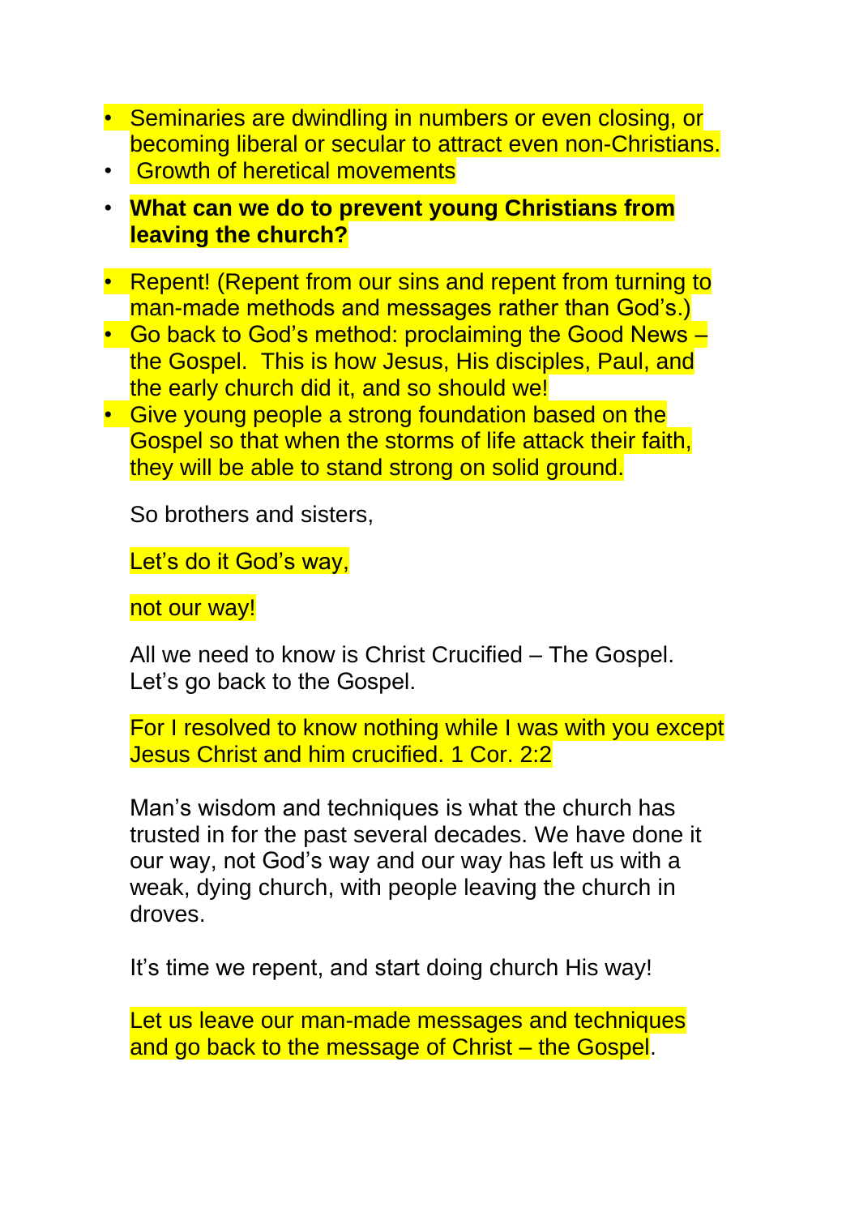- Seminaries are dwindling in numbers or even closing, or becoming liberal or secular to attract even non-Christians.
- Growth of heretical movements
- **What can we do to prevent young Christians from leaving the church?**

- Repent! (Repent from our sins and repent from turning to man-made methods and messages rather than God's.)
- Go back to God's method: proclaiming the Good News – the Gospel. This is how Jesus, His disciples, Paul, and the early church did it, and so should we!
- Give young people a strong foundation based on the Gospel so that when the storms of life attack their faith, they will be able to stand strong on solid ground.

So brothers and sisters,

Let's do it God's way,

not our way!

All we need to know is Christ Crucified – The Gospel. Let's go back to the Gospel.

For I resolved to know nothing while I was with you except Jesus Christ and him crucified. 1 Cor. 2:2

Man's wisdom and techniques is what the church has trusted in for the past several decades. We have done it our way, not God's way and our way has left us with a weak, dying church, with people leaving the church in droves.

It's time we repent, and start doing church His way!

Let us leave our man-made messages and techniques and go back to the message of Christ – the Gospel.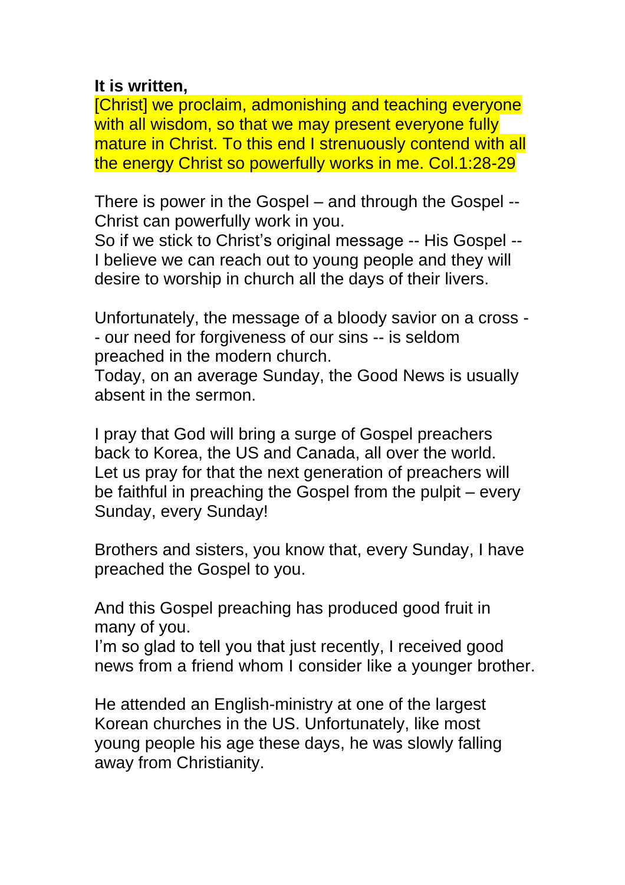**It is written,**

[Christ] we proclaim, admonishing and teaching everyone with all wisdom, so that we may present everyone fully mature in Christ. To this end I strenuously contend with all the energy Christ so powerfully works in me. Col.1:28-29

There is power in the Gospel – and through the Gospel -- Christ can powerfully work in you.
So if we stick to Christ's original message -- His Gospel -- I believe we can reach out to young people and they will desire to worship in church all the days of their livers.

Unfortunately, the message of a bloody savior on a cross -- our need for forgiveness of our sins -- is seldom preached in the modern church.
Today, on an average Sunday, the Good News is usually absent in the sermon.

I pray that God will bring a surge of Gospel preachers back to Korea, the US and Canada, all over the world.
Let us pray for that the next generation of preachers will be faithful in preaching the Gospel from the pulpit – every Sunday, every Sunday!

Brothers and sisters, you know that, every Sunday, I have preached the Gospel to you.

And this Gospel preaching has produced good fruit in many of you.
I'm so glad to tell you that just recently, I received good news from a friend whom I consider like a younger brother.

He attended an English-ministry at one of the largest Korean churches in the US. Unfortunately, like most young people his age these days, he was slowly falling away from Christianity.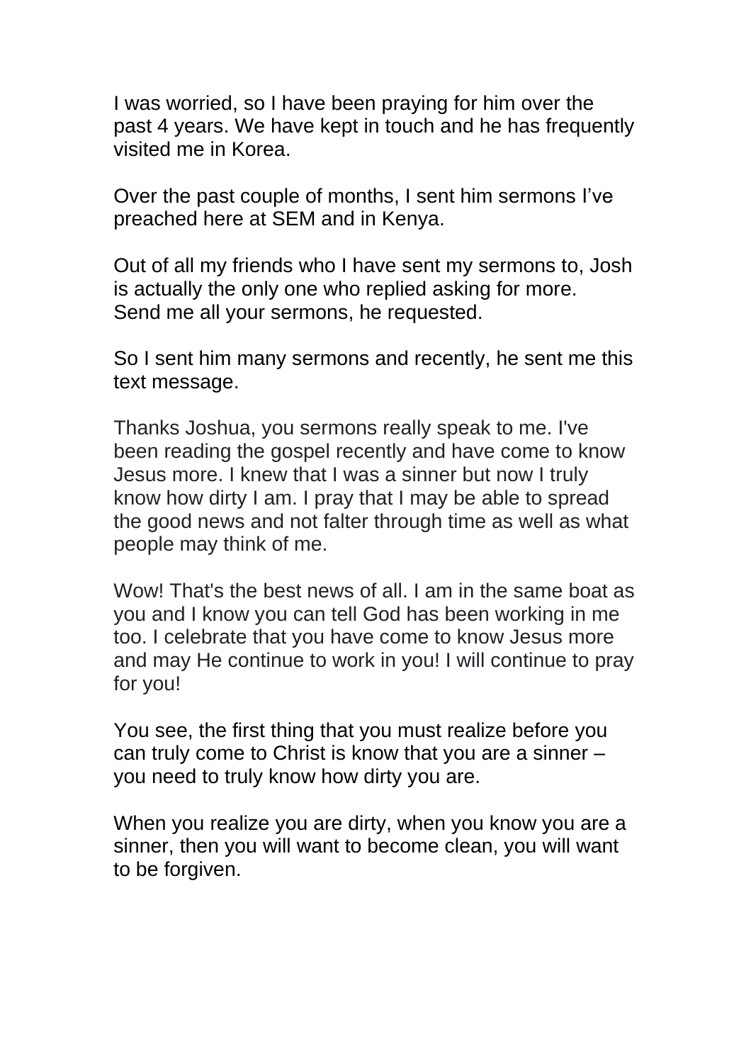I was worried, so I have been praying for him over the past 4 years. We have kept in touch and he has frequently visited me in Korea.

Over the past couple of months, I sent him sermons I've preached here at SEM and in Kenya.

Out of all my friends who I have sent my sermons to, Josh is actually the only one who replied asking for more. Send me all your sermons, he requested.

So I sent him many sermons and recently, he sent me this text message.

Thanks Joshua, you sermons really speak to me. I've been reading the gospel recently and have come to know Jesus more. I knew that I was a sinner but now I truly know how dirty I am. I pray that I may be able to spread the good news and not falter through time as well as what people may think of me.

Wow! That's the best news of all. I am in the same boat as you and I know you can tell God has been working in me too. I celebrate that you have come to know Jesus more and may He continue to work in you! I will continue to pray for you!

You see, the first thing that you must realize before you can truly come to Christ is know that you are a sinner – you need to truly know how dirty you are.

When you realize you are dirty, when you know you are a sinner, then you will want to become clean, you will want to be forgiven.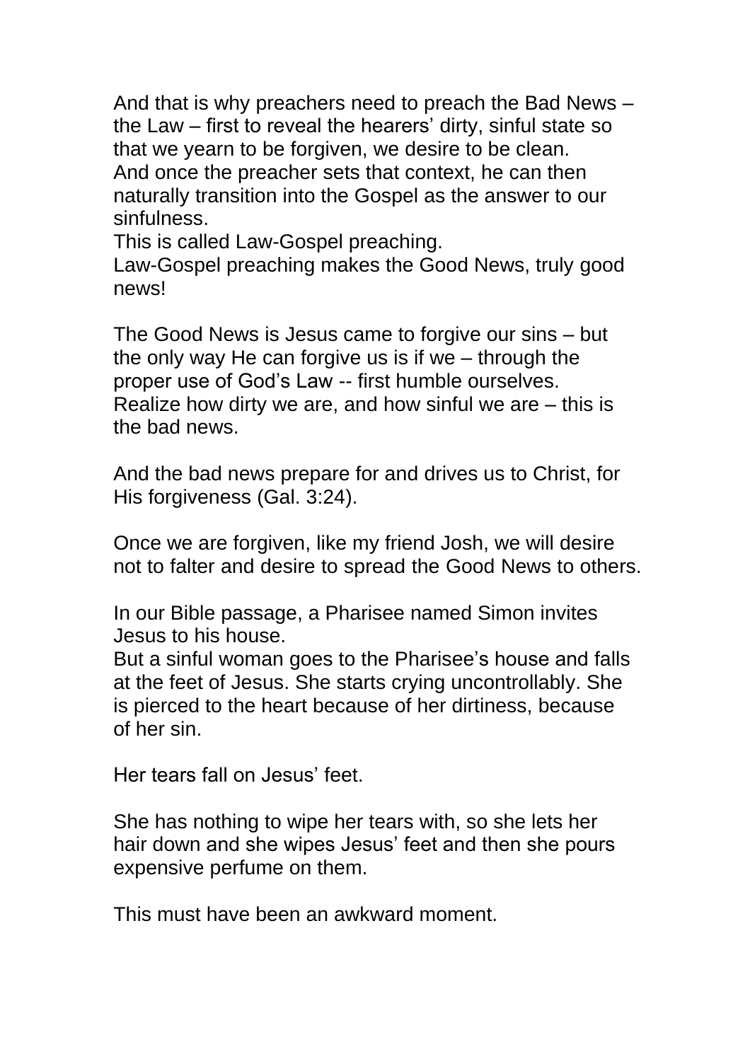And that is why preachers need to preach the Bad News – the Law – first to reveal the hearers' dirty, sinful state so that we yearn to be forgiven, we desire to be clean.
And once the preacher sets that context, he can then naturally transition into the Gospel as the answer to our sinfulness.
This is called Law-Gospel preaching.
Law-Gospel preaching makes the Good News, truly good news!

The Good News is Jesus came to forgive our sins – but the only way He can forgive us is if we – through the proper use of God's Law -- first humble ourselves.
Realize how dirty we are, and how sinful we are – this is the bad news.

And the bad news prepare for and drives us to Christ, for His forgiveness (Gal. 3:24).

Once we are forgiven, like my friend Josh, we will desire not to falter and desire to spread the Good News to others.

In our Bible passage, a Pharisee named Simon invites Jesus to his house.
But a sinful woman goes to the Pharisee's house and falls at the feet of Jesus. She starts crying uncontrollably. She is pierced to the heart because of her dirtiness, because of her sin.

Her tears fall on Jesus' feet.

She has nothing to wipe her tears with, so she lets her hair down and she wipes Jesus' feet and then she pours expensive perfume on them.

This must have been an awkward moment.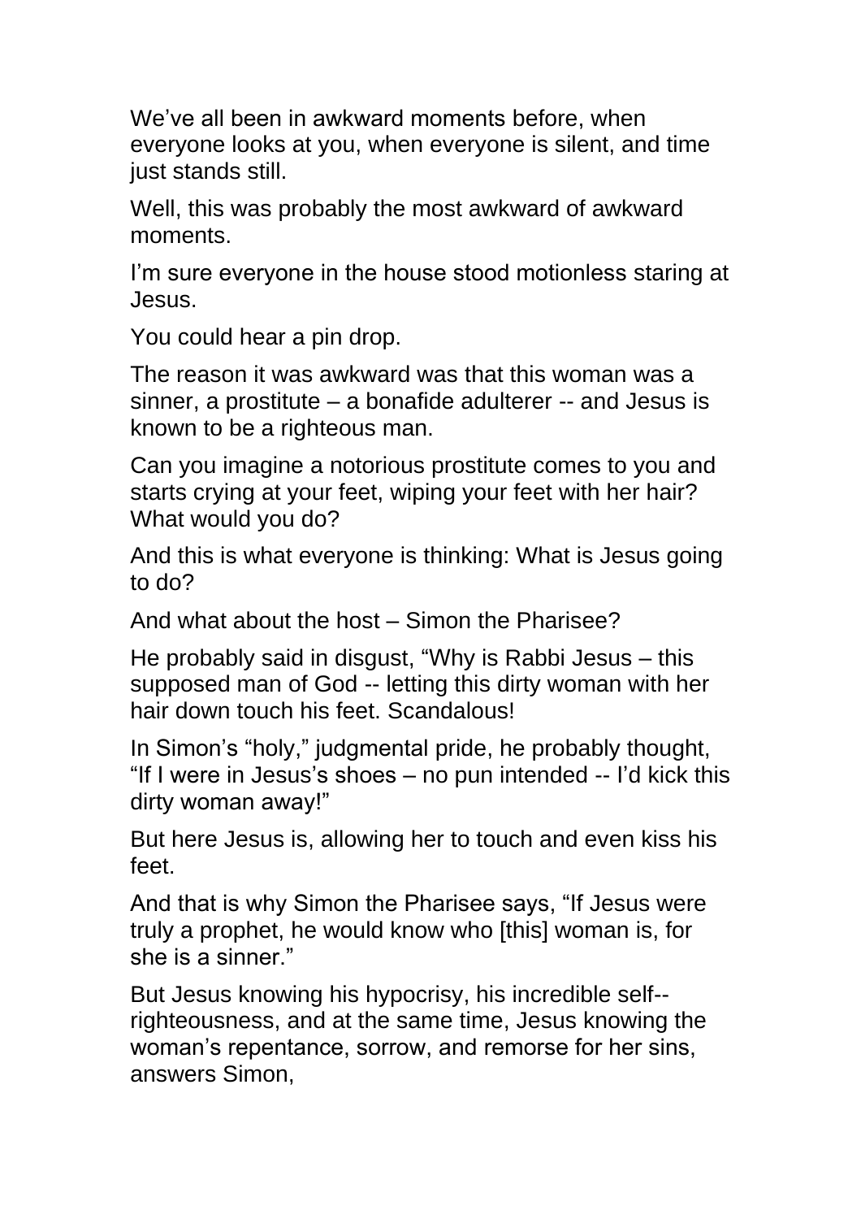We've all been in awkward moments before, when everyone looks at you, when everyone is silent, and time just stands still.

Well, this was probably the most awkward of awkward moments.

I'm sure everyone in the house stood motionless staring at Jesus.

You could hear a pin drop.

The reason it was awkward was that this woman was a sinner, a prostitute – a bonafide adulterer -- and Jesus is known to be a righteous man.

Can you imagine a notorious prostitute comes to you and starts crying at your feet, wiping your feet with her hair? What would you do?

And this is what everyone is thinking: What is Jesus going to do?

And what about the host – Simon the Pharisee?

He probably said in disgust, "Why is Rabbi Jesus – this supposed man of God -- letting this dirty woman with her hair down touch his feet. Scandalous!

In Simon's "holy," judgmental pride, he probably thought, "If I were in Jesus's shoes – no pun intended -- I'd kick this dirty woman away!"

But here Jesus is, allowing her to touch and even kiss his feet.

And that is why Simon the Pharisee says, "If Jesus were truly a prophet, he would know who [this] woman is, for she is a sinner."

But Jesus knowing his hypocrisy, his incredible self--righteousness, and at the same time, Jesus knowing the woman's repentance, sorrow, and remorse for her sins, answers Simon,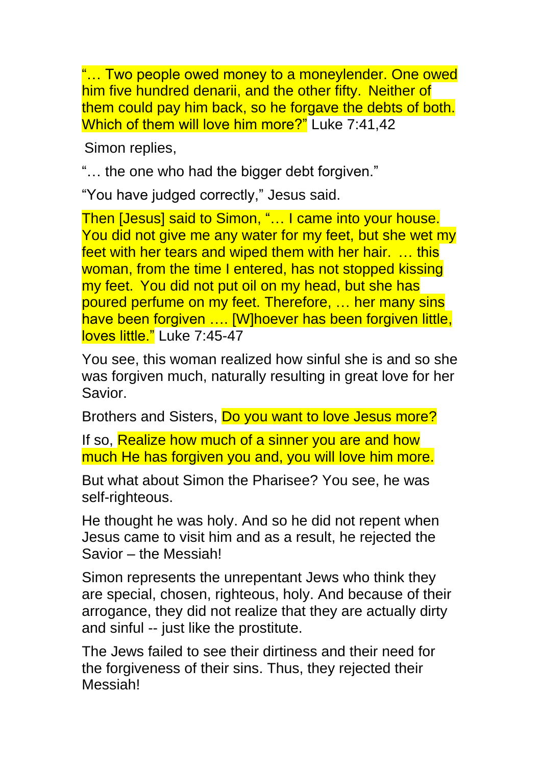"… Two people owed money to a moneylender. One owed him five hundred denarii, and the other fifty. Neither of them could pay him back, so he forgave the debts of both. Which of them will love him more?" Luke 7:41,42

Simon replies,

"… the one who had the bigger debt forgiven."

"You have judged correctly," Jesus said.

Then [Jesus] said to Simon, "… I came into your house. You did not give me any water for my feet, but she wet my feet with her tears and wiped them with her hair. … this woman, from the time I entered, has not stopped kissing my feet. You did not put oil on my head, but she has poured perfume on my feet. Therefore, … her many sins have been forgiven …. [W]hoever has been forgiven little, loves little." Luke 7:45-47

You see, this woman realized how sinful she is and so she was forgiven much, naturally resulting in great love for her Savior.

Brothers and Sisters, Do you want to love Jesus more?

If so, Realize how much of a sinner you are and how much He has forgiven you and, you will love him more.

But what about Simon the Pharisee? You see, he was self-righteous.

He thought he was holy. And so he did not repent when Jesus came to visit him and as a result, he rejected the Savior – the Messiah!

Simon represents the unrepentant Jews who think they are special, chosen, righteous, holy. And because of their arrogance, they did not realize that they are actually dirty and sinful -- just like the prostitute.

The Jews failed to see their dirtiness and their need for the forgiveness of their sins. Thus, they rejected their Messiah!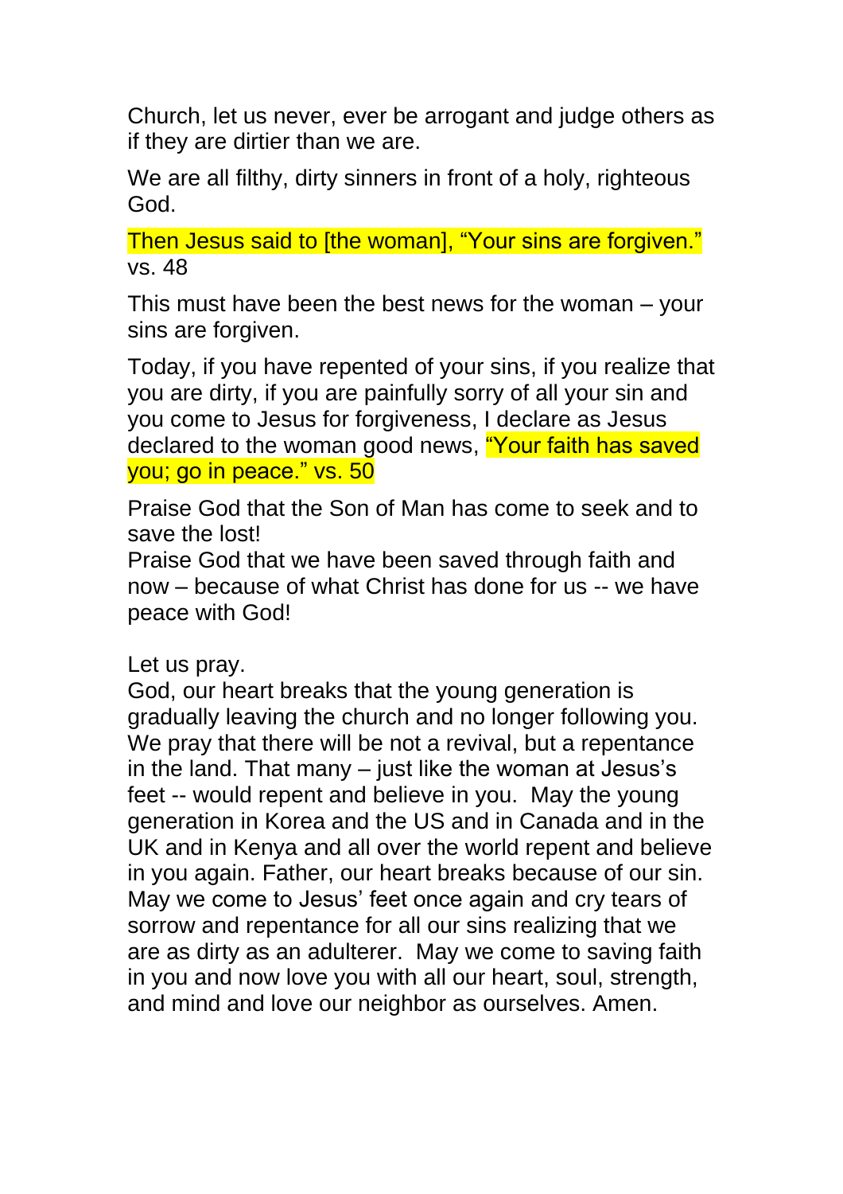Church, let us never, ever be arrogant and judge others as if they are dirtier than we are.

We are all filthy, dirty sinners in front of a holy, righteous God.

Then Jesus said to [the woman], “Your sins are forgiven.” vs. 48

This must have been the best news for the woman – your sins are forgiven.

Today, if you have repented of your sins, if you realize that you are dirty, if you are painfully sorry of all your sin and you come to Jesus for forgiveness, I declare as Jesus declared to the woman good news, “Your faith has saved you; go in peace.” vs. 50

Praise God that the Son of Man has come to seek and to save the lost!
Praise God that we have been saved through faith and now – because of what Christ has done for us -- we have peace with God!

Let us pray.
God, our heart breaks that the young generation is gradually leaving the church and no longer following you. We pray that there will be not a revival, but a repentance in the land. That many – just like the woman at Jesus’s feet -- would repent and believe in you. May the young generation in Korea and the US and in Canada and in the UK and in Kenya and all over the world repent and believe in you again. Father, our heart breaks because of our sin. May we come to Jesus’ feet once again and cry tears of sorrow and repentance for all our sins realizing that we are as dirty as an adulterer. May we come to saving faith in you and now love you with all our heart, soul, strength, and mind and love our neighbor as ourselves. Amen.